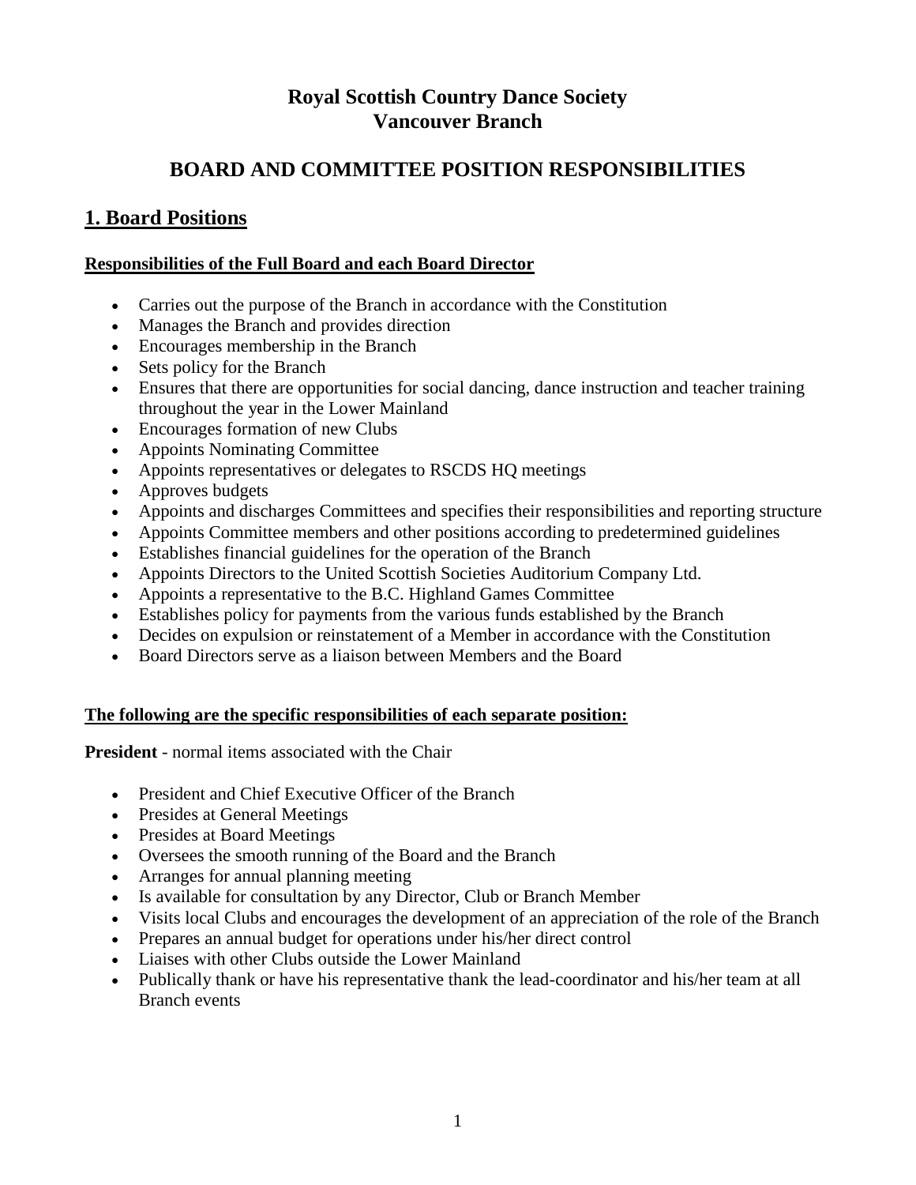# Royal Scottish Country Dance Society
# Vancouver Branch

## BOARD AND COMMITTEE POSITION RESPONSIBILITIES

## 1. Board Positions

**Responsibilities of the Full Board and each Board Director**

- Carries out the purpose of the Branch in accordance with the Constitution
- Manages the Branch and provides direction
- Encourages membership in the Branch
- Sets policy for the Branch
- Ensures that there are opportunities for social dancing, dance instruction and teacher training throughout the year in the Lower Mainland
- Encourages formation of new Clubs
- Appoints Nominating Committee
- Appoints representatives or delegates to RSCDS HQ meetings
- Approves budgets
- Appoints and discharges Committees and specifies their responsibilities and reporting structure
- Appoints Committee members and other positions according to predetermined guidelines
- Establishes financial guidelines for the operation of the Branch
- Appoints Directors to the United Scottish Societies Auditorium Company Ltd.
- Appoints a representative to the B.C. Highland Games Committee
- Establishes policy for payments from the various funds established by the Branch
- Decides on expulsion or reinstatement of a Member in accordance with the Constitution
- Board Directors serve as a liaison between Members and the Board

**The following are the specific responsibilities of each separate position:**

**President** - normal items associated with the Chair

- President and Chief Executive Officer of the Branch
- Presides at General Meetings
- Presides at Board Meetings
- Oversees the smooth running of the Board and the Branch
- Arranges for annual planning meeting
- Is available for consultation by any Director, Club or Branch Member
- Visits local Clubs and encourages the development of an appreciation of the role of the Branch
- Prepares an annual budget for operations under his/her direct control
- Liaises with other Clubs outside the Lower Mainland
- Publically thank or have his representative thank the lead-coordinator and his/her team at all Branch events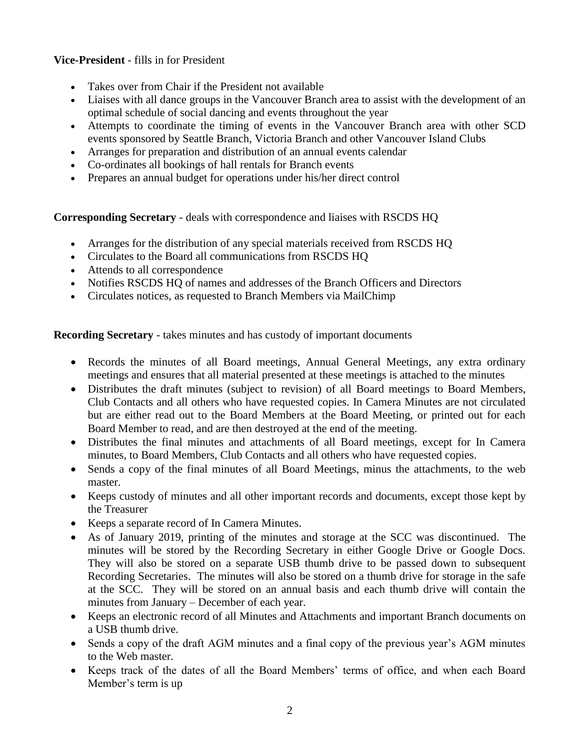**Vice-President** - fills in for President

- Takes over from Chair if the President not available
- Liaises with all dance groups in the Vancouver Branch area to assist with the development of an optimal schedule of social dancing and events throughout the year
- Attempts to coordinate the timing of events in the Vancouver Branch area with other SCD events sponsored by Seattle Branch, Victoria Branch and other Vancouver Island Clubs
- Arranges for preparation and distribution of an annual events calendar
- Co-ordinates all bookings of hall rentals for Branch events
- Prepares an annual budget for operations under his/her direct control

**Corresponding Secretary** - deals with correspondence and liaises with RSCDS HQ

- Arranges for the distribution of any special materials received from RSCDS HQ
- Circulates to the Board all communications from RSCDS HQ
- Attends to all correspondence
- Notifies RSCDS HQ of names and addresses of the Branch Officers and Directors
- Circulates notices, as requested to Branch Members via MailChimp

**Recording Secretary** - takes minutes and has custody of important documents

- Records the minutes of all Board meetings, Annual General Meetings, any extra ordinary meetings and ensures that all material presented at these meetings is attached to the minutes
- Distributes the draft minutes (subject to revision) of all Board meetings to Board Members, Club Contacts and all others who have requested copies. In Camera Minutes are not circulated but are either read out to the Board Members at the Board Meeting, or printed out for each Board Member to read, and are then destroyed at the end of the meeting.
- Distributes the final minutes and attachments of all Board meetings, except for In Camera minutes, to Board Members, Club Contacts and all others who have requested copies.
- Sends a copy of the final minutes of all Board Meetings, minus the attachments, to the web master.
- Keeps custody of minutes and all other important records and documents, except those kept by the Treasurer
- Keeps a separate record of In Camera Minutes.
- As of January 2019, printing of the minutes and storage at the SCC was discontinued. The minutes will be stored by the Recording Secretary in either Google Drive or Google Docs. They will also be stored on a separate USB thumb drive to be passed down to subsequent Recording Secretaries. The minutes will also be stored on a thumb drive for storage in the safe at the SCC. They will be stored on an annual basis and each thumb drive will contain the minutes from January – December of each year.
- Keeps an electronic record of all Minutes and Attachments and important Branch documents on a USB thumb drive.
- Sends a copy of the draft AGM minutes and a final copy of the previous year's AGM minutes to the Web master.
- Keeps track of the dates of all the Board Members' terms of office, and when each Board Member's term is up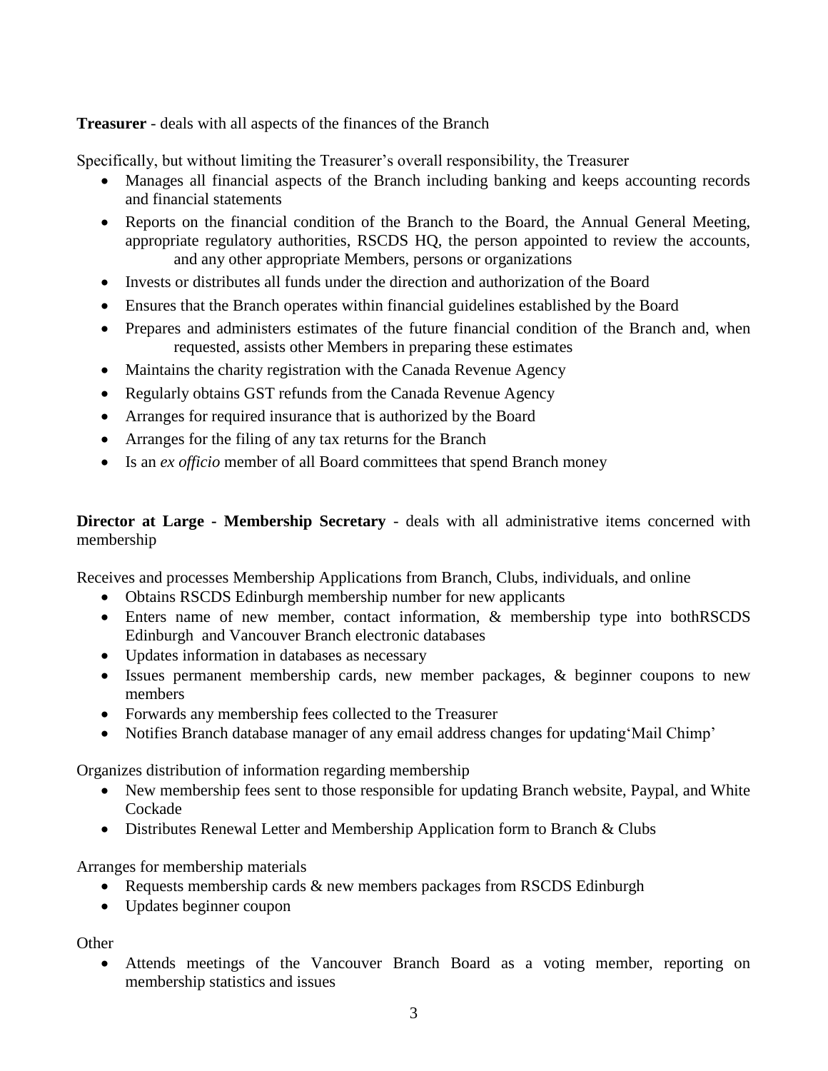**Treasurer** - deals with all aspects of the finances of the Branch

Specifically, but without limiting the Treasurer's overall responsibility, the Treasurer

- Manages all financial aspects of the Branch including banking and keeps accounting records and financial statements
- Reports on the financial condition of the Branch to the Board, the Annual General Meeting, appropriate regulatory authorities, RSCDS HQ, the person appointed to review the accounts, and any other appropriate Members, persons or organizations
- Invests or distributes all funds under the direction and authorization of the Board
- Ensures that the Branch operates within financial guidelines established by the Board
- Prepares and administers estimates of the future financial condition of the Branch and, when requested, assists other Members in preparing these estimates
- Maintains the charity registration with the Canada Revenue Agency
- Regularly obtains GST refunds from the Canada Revenue Agency
- Arranges for required insurance that is authorized by the Board
- Arranges for the filing of any tax returns for the Branch
- Is an *ex officio* member of all Board committees that spend Branch money

**Director at Large - Membership Secretary** - deals with all administrative items concerned with membership

Receives and processes Membership Applications from Branch, Clubs, individuals, and online

- Obtains RSCDS Edinburgh membership number for new applicants
- Enters name of new member, contact information, & membership type into bothRSCDS Edinburgh and Vancouver Branch electronic databases
- Updates information in databases as necessary
- Issues permanent membership cards, new member packages, & beginner coupons to new members
- Forwards any membership fees collected to the Treasurer
- Notifies Branch database manager of any email address changes for updating'Mail Chimp'

Organizes distribution of information regarding membership

- New membership fees sent to those responsible for updating Branch website, Paypal, and White Cockade
- Distributes Renewal Letter and Membership Application form to Branch & Clubs

Arranges for membership materials

- Requests membership cards & new members packages from RSCDS Edinburgh
- Updates beginner coupon

Other

- Attends meetings of the Vancouver Branch Board as a voting member, reporting on membership statistics and issues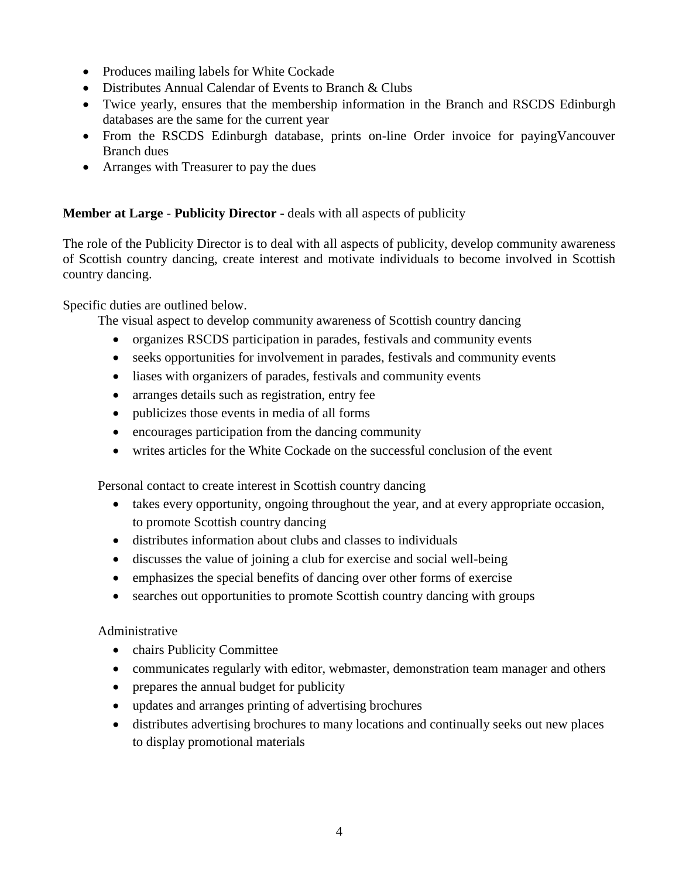- Produces mailing labels for White Cockade
- Distributes Annual Calendar of Events to Branch & Clubs
- Twice yearly, ensures that the membership information in the Branch and RSCDS Edinburgh databases are the same for the current year
- From the RSCDS Edinburgh database, prints on-line Order invoice for payingVancouver Branch dues
- Arranges with Treasurer to pay the dues

**Member at Large** - **Publicity Director -** deals with all aspects of publicity

The role of the Publicity Director is to deal with all aspects of publicity, develop community awareness of Scottish country dancing, create interest and motivate individuals to become involved in Scottish country dancing.

Specific duties are outlined below.

The visual aspect to develop community awareness of Scottish country dancing

- organizes RSCDS participation in parades, festivals and community events
- seeks opportunities for involvement in parades, festivals and community events
- liases with organizers of parades, festivals and community events
- arranges details such as registration, entry fee
- publicizes those events in media of all forms
- encourages participation from the dancing community
- writes articles for the White Cockade on the successful conclusion of the event

Personal contact to create interest in Scottish country dancing

- takes every opportunity, ongoing throughout the year, and at every appropriate occasion, to promote Scottish country dancing
- distributes information about clubs and classes to individuals
- discusses the value of joining a club for exercise and social well-being
- emphasizes the special benefits of dancing over other forms of exercise
- searches out opportunities to promote Scottish country dancing with groups

Administrative

- chairs Publicity Committee
- communicates regularly with editor, webmaster, demonstration team manager and others
- prepares the annual budget for publicity
- updates and arranges printing of advertising brochures
- distributes advertising brochures to many locations and continually seeks out new places to display promotional materials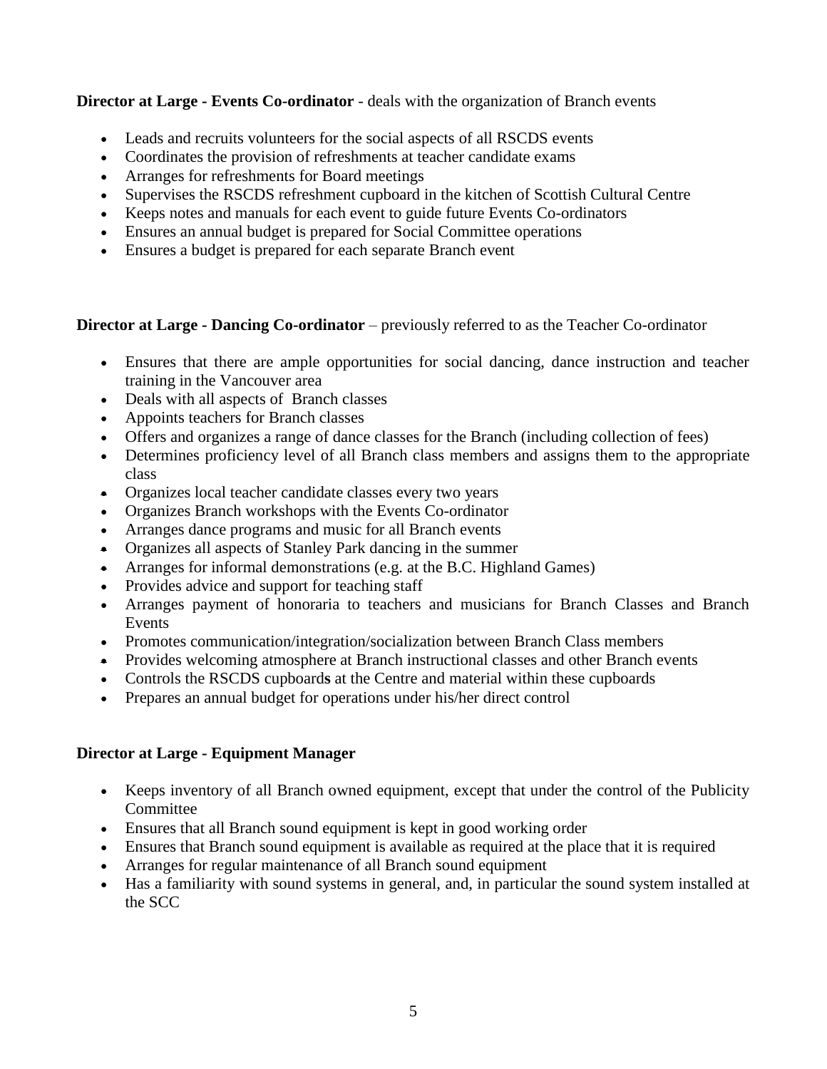**Director at Large - Events Co-ordinator** - deals with the organization of Branch events

- Leads and recruits volunteers for the social aspects of all RSCDS events
- Coordinates the provision of refreshments at teacher candidate exams
- Arranges for refreshments for Board meetings
- Supervises the RSCDS refreshment cupboard in the kitchen of Scottish Cultural Centre
- Keeps notes and manuals for each event to guide future Events Co-ordinators
- Ensures an annual budget is prepared for Social Committee operations
- Ensures a budget is prepared for each separate Branch event

**Director at Large - Dancing Co-ordinator** – previously referred to as the Teacher Co-ordinator

- Ensures that there are ample opportunities for social dancing, dance instruction and teacher training in the Vancouver area
- Deals with all aspects of Branch classes
- Appoints teachers for Branch classes
- Offers and organizes a range of dance classes for the Branch (including collection of fees)
- Determines proficiency level of all Branch class members and assigns them to the appropriate class
- Organizes local teacher candidate classes every two years
- Organizes Branch workshops with the Events Co-ordinator
- Arranges dance programs and music for all Branch events
- Organizes all aspects of Stanley Park dancing in the summer
- Arranges for informal demonstrations (e.g. at the B.C. Highland Games)
- Provides advice and support for teaching staff
- Arranges payment of honoraria to teachers and musicians for Branch Classes and Branch Events
- Promotes communication/integration/socialization between Branch Class members
- Provides welcoming atmosphere at Branch instructional classes and other Branch events
- Controls the RSCDS cupboard**s** at the Centre and material within these cupboards
- Prepares an annual budget for operations under his/her direct control

**Director at Large - Equipment Manager**

- Keeps inventory of all Branch owned equipment, except that under the control of the Publicity Committee
- Ensures that all Branch sound equipment is kept in good working order
- Ensures that Branch sound equipment is available as required at the place that it is required
- Arranges for regular maintenance of all Branch sound equipment
- Has a familiarity with sound systems in general, and, in particular the sound system installed at the SCC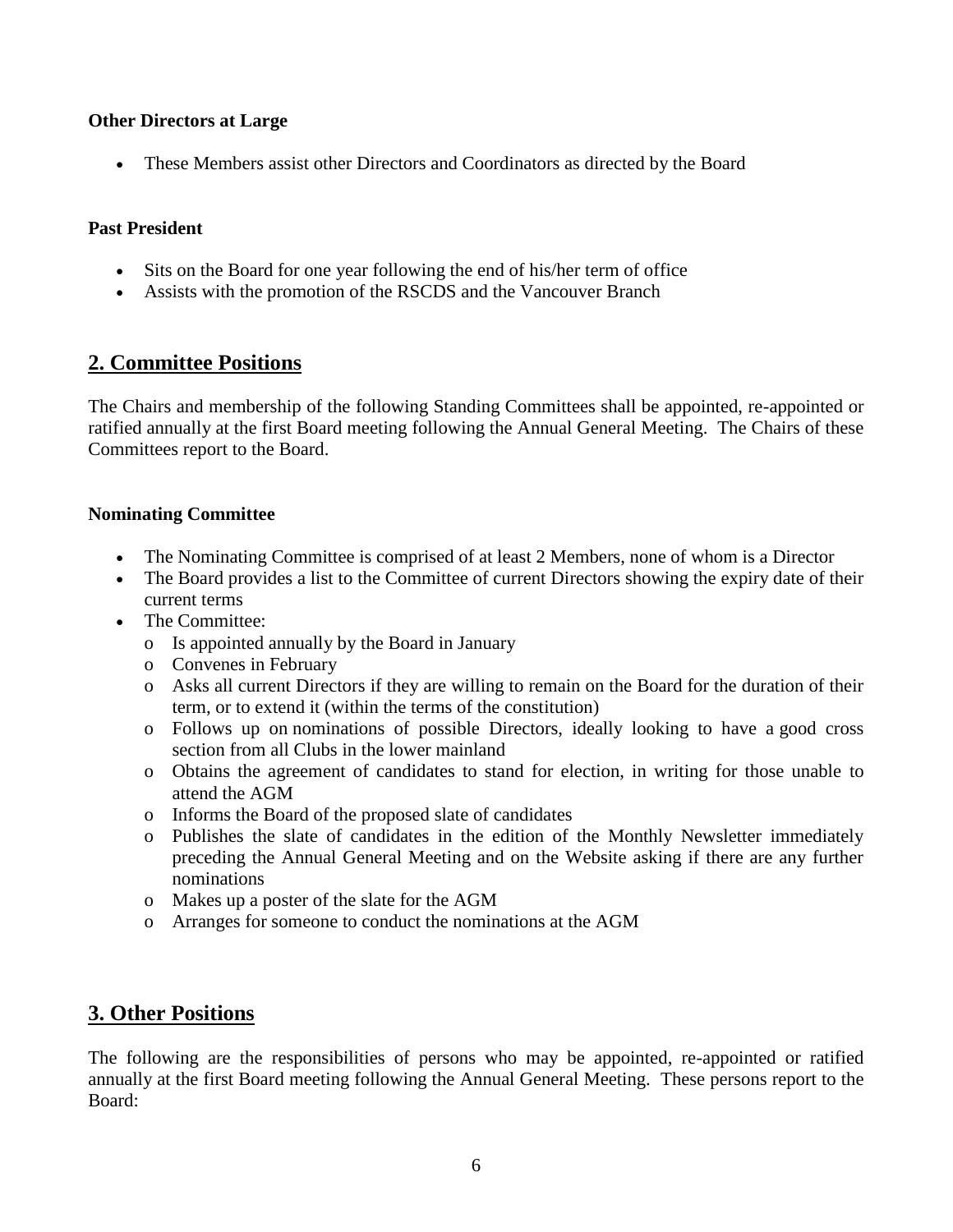### Other Directors at Large

- These Members assist other Directors and Coordinators as directed by the Board

### Past President

- Sits on the Board for one year following the end of his/her term of office
- Assists with the promotion of the RSCDS and the Vancouver Branch

## 2. Committee Positions

The Chairs and membership of the following Standing Committees shall be appointed, re-appointed or ratified annually at the first Board meeting following the Annual General Meeting. The Chairs of these Committees report to the Board.

### Nominating Committee

- The Nominating Committee is comprised of at least 2 Members, none of whom is a Director
- The Board provides a list to the Committee of current Directors showing the expiry date of their current terms
- The Committee:
  - Is appointed annually by the Board in January
  - Convenes in February
  - Asks all current Directors if they are willing to remain on the Board for the duration of their term, or to extend it (within the terms of the constitution)
  - Follows up on nominations of possible Directors, ideally looking to have a good cross section from all Clubs in the lower mainland
  - Obtains the agreement of candidates to stand for election, in writing for those unable to attend the AGM
  - Informs the Board of the proposed slate of candidates
  - Publishes the slate of candidates in the edition of the Monthly Newsletter immediately preceding the Annual General Meeting and on the Website asking if there are any further nominations
  - Makes up a poster of the slate for the AGM
  - Arranges for someone to conduct the nominations at the AGM

## 3. Other Positions

The following are the responsibilities of persons who may be appointed, re-appointed or ratified annually at the first Board meeting following the Annual General Meeting. These persons report to the Board: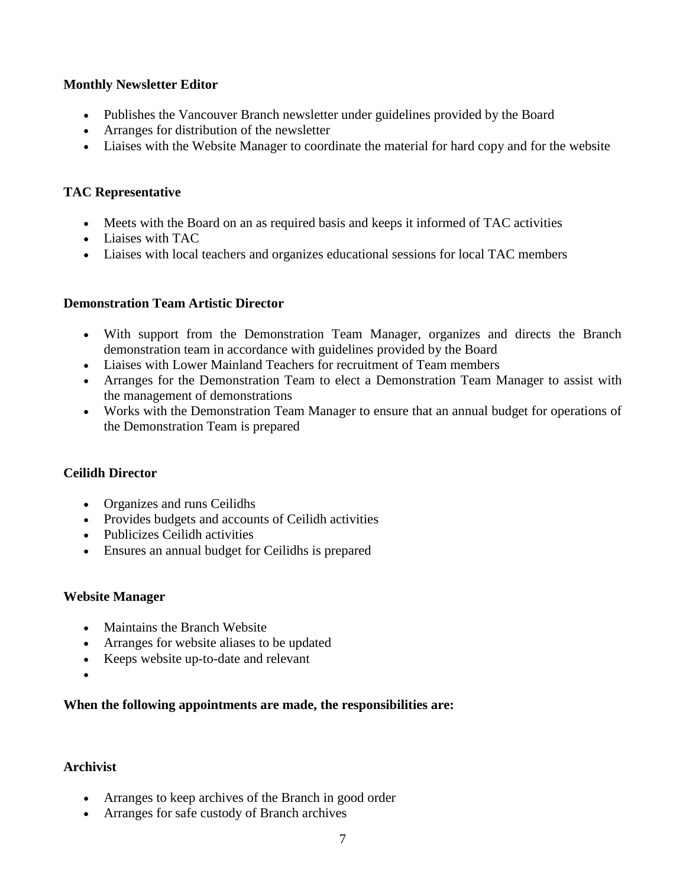**Monthly Newsletter Editor**

- Publishes the Vancouver Branch newsletter under guidelines provided by the Board
- Arranges for distribution of the newsletter
- Liaises with the Website Manager to coordinate the material for hard copy and for the website

**TAC Representative**

- Meets with the Board on an as required basis and keeps it informed of TAC activities
- Liaises with TAC
- Liaises with local teachers and organizes educational sessions for local TAC members

**Demonstration Team Artistic Director**

- With support from the Demonstration Team Manager, organizes and directs the Branch demonstration team in accordance with guidelines provided by the Board
- Liaises with Lower Mainland Teachers for recruitment of Team members
- Arranges for the Demonstration Team to elect a Demonstration Team Manager to assist with the management of demonstrations
- Works with the Demonstration Team Manager to ensure that an annual budget for operations of the Demonstration Team is prepared

**Ceilidh Director**

- Organizes and runs Ceilidhs
- Provides budgets and accounts of Ceilidh activities
- Publicizes Ceilidh activities
- Ensures an annual budget for Ceilidhs is prepared

**Website Manager**

- Maintains the Branch Website
- Arranges for website aliases to be updated
- Keeps website up-to-date and relevant

**When the following appointments are made, the responsibilities are:**

**Archivist**

- Arranges to keep archives of the Branch in good order
- Arranges for safe custody of Branch archives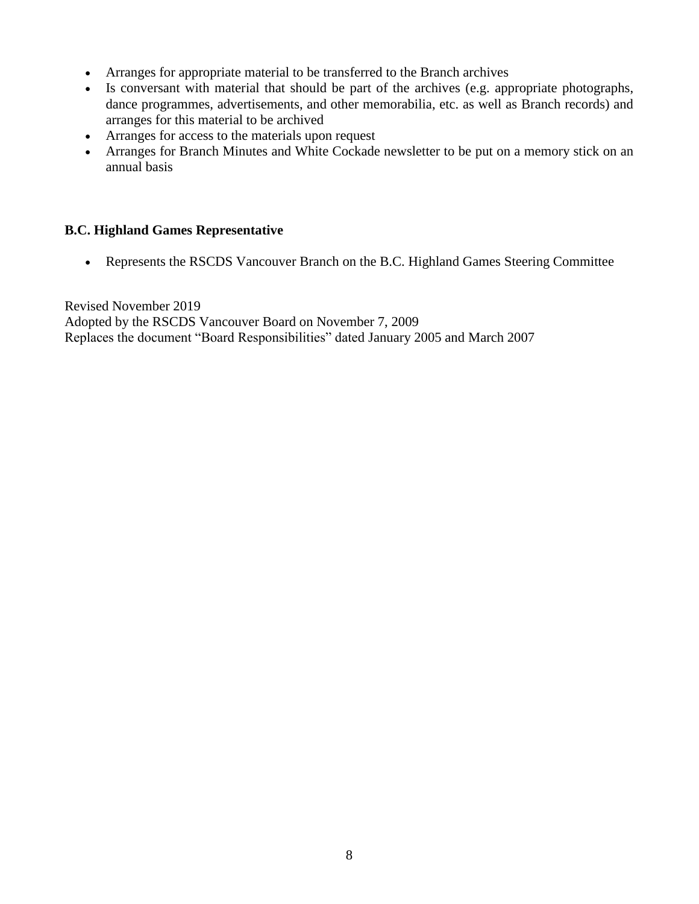- Arranges for appropriate material to be transferred to the Branch archives
- Is conversant with material that should be part of the archives (e.g. appropriate photographs, dance programmes, advertisements, and other memorabilia, etc. as well as Branch records) and arranges for this material to be archived
- Arranges for access to the materials upon request
- Arranges for Branch Minutes and White Cockade newsletter to be put on a memory stick on an annual basis

**B.C. Highland Games Representative**

- Represents the RSCDS Vancouver Branch on the B.C. Highland Games Steering Committee

Revised November 2019
Adopted by the RSCDS Vancouver Board on November 7, 2009
Replaces the document "Board Responsibilities" dated January 2005 and March 2007